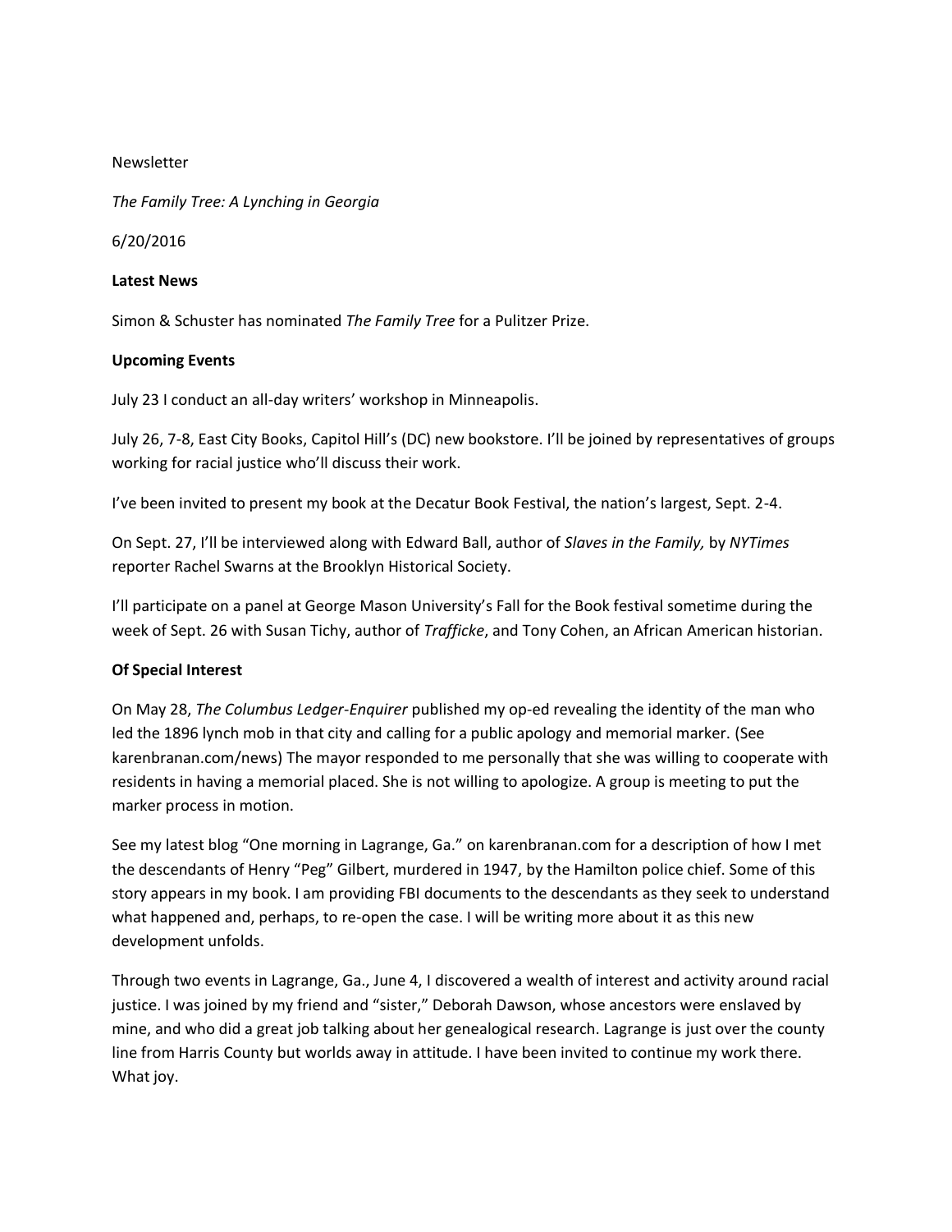Newsletter

*The Family Tree: A Lynching in Georgia*

6/20/2016

**Latest News**

Simon & Schuster has nominated *The Family Tree* for a Pulitzer Prize.

**Upcoming Events**

July 23 I conduct an all-day writers' workshop in Minneapolis.

July 26, 7-8, East City Books, Capitol Hill's (DC) new bookstore. I'll be joined by representatives of groups working for racial justice who'll discuss their work.

I've been invited to present my book at the Decatur Book Festival, the nation's largest, Sept. 2-4.

On Sept. 27, I'll be interviewed along with Edward Ball, author of *Slaves in the Family,* by *NYTimes* reporter Rachel Swarns at the Brooklyn Historical Society.

I'll participate on a panel at George Mason University's Fall for the Book festival sometime during the week of Sept. 26 with Susan Tichy, author of *Trafficke*, and Tony Cohen, an African American historian.

**Of Special Interest**

On May 28, *The Columbus Ledger-Enquirer* published my op-ed revealing the identity of the man who led the 1896 lynch mob in that city and calling for a public apology and memorial marker. (See karenbranan.com/news) The mayor responded to me personally that she was willing to cooperate with residents in having a memorial placed. She is not willing to apologize. A group is meeting to put the marker process in motion.

See my latest blog "One morning in Lagrange, Ga." on karenbranan.com for a description of how I met the descendants of Henry "Peg" Gilbert, murdered in 1947, by the Hamilton police chief. Some of this story appears in my book. I am providing FBI documents to the descendants as they seek to understand what happened and, perhaps, to re-open the case. I will be writing more about it as this new development unfolds.

Through two events in Lagrange, Ga., June 4, I discovered a wealth of interest and activity around racial justice. I was joined by my friend and "sister," Deborah Dawson, whose ancestors were enslaved by mine, and who did a great job talking about her genealogical research. Lagrange is just over the county line from Harris County but worlds away in attitude. I have been invited to continue my work there. What joy.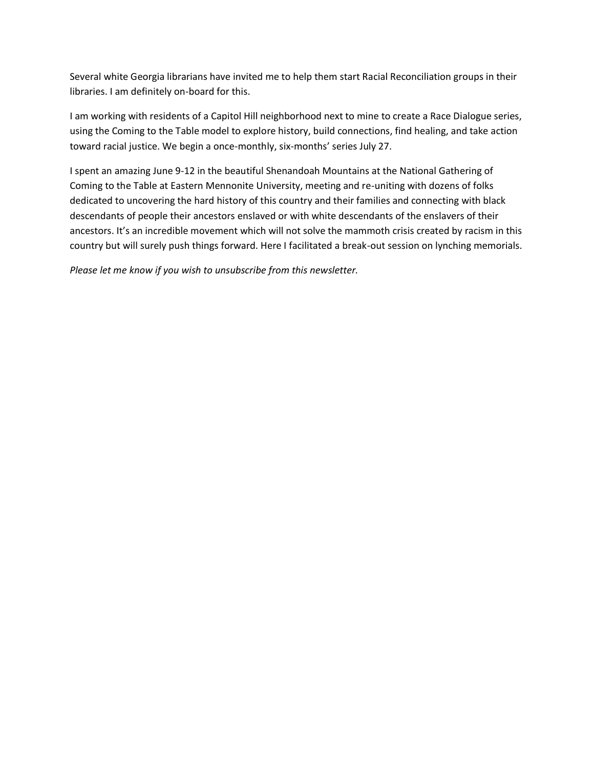Several white Georgia librarians have invited me to help them start Racial Reconciliation groups in their libraries. I am definitely on-board for this.

I am working with residents of a Capitol Hill neighborhood next to mine to create a Race Dialogue series, using the Coming to the Table model to explore history, build connections, find healing, and take action toward racial justice. We begin a once-monthly, six-months' series July 27.

I spent an amazing June 9-12 in the beautiful Shenandoah Mountains at the National Gathering of Coming to the Table at Eastern Mennonite University, meeting and re-uniting with dozens of folks dedicated to uncovering the hard history of this country and their families and connecting with black descendants of people their ancestors enslaved or with white descendants of the enslavers of their ancestors. It's an incredible movement which will not solve the mammoth crisis created by racism in this country but will surely push things forward. Here I facilitated a break-out session on lynching memorials.

*Please let me know if you wish to unsubscribe from this newsletter.*